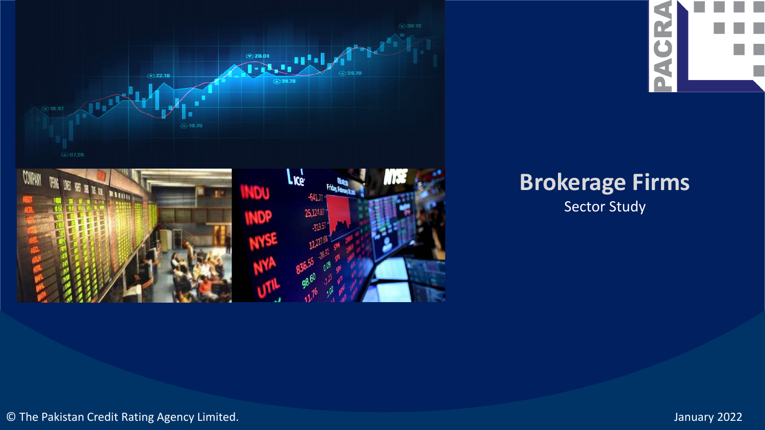# Brokerage Firms

Sector Study

© The Pakistan Credit Rating Agency Limited.

January 2022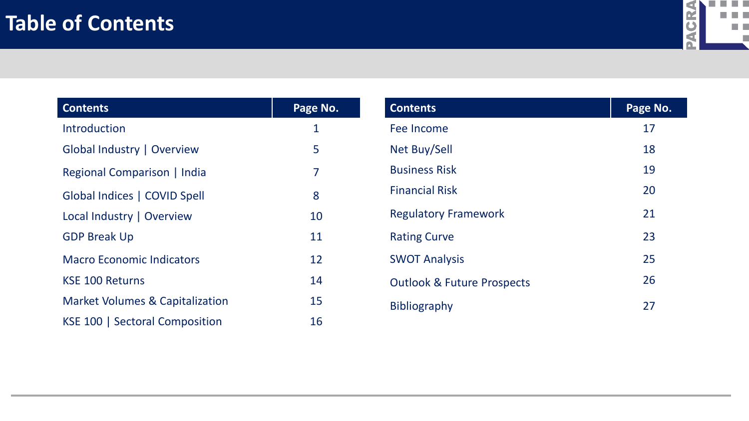# Table of Contents

| Contents | Page No. |
|---|---|
| Introduction | 1 |
| Global Industry \| Overview | 5 |
| Regional Comparison \| India | 7 |
| Global Indices \| COVID Spell | 8 |
| Local Industry \| Overview | 10 |
| GDP Break Up | 11 |
| Macro Economic Indicators | 12 |
| KSE 100 Returns | 14 |
| Market Volumes & Capitalization | 15 |
| KSE 100 \| Sectoral Composition | 16 |

| Contents | Page No. |
|---|---|
| Fee Income | 17 |
| Net Buy/Sell | 18 |
| Business Risk | 19 |
| Financial Risk | 20 |
| Regulatory Framework | 21 |
| Rating Curve | 23 |
| SWOT Analysis | 25 |
| Outlook & Future Prospects | 26 |
| Bibliography | 27 |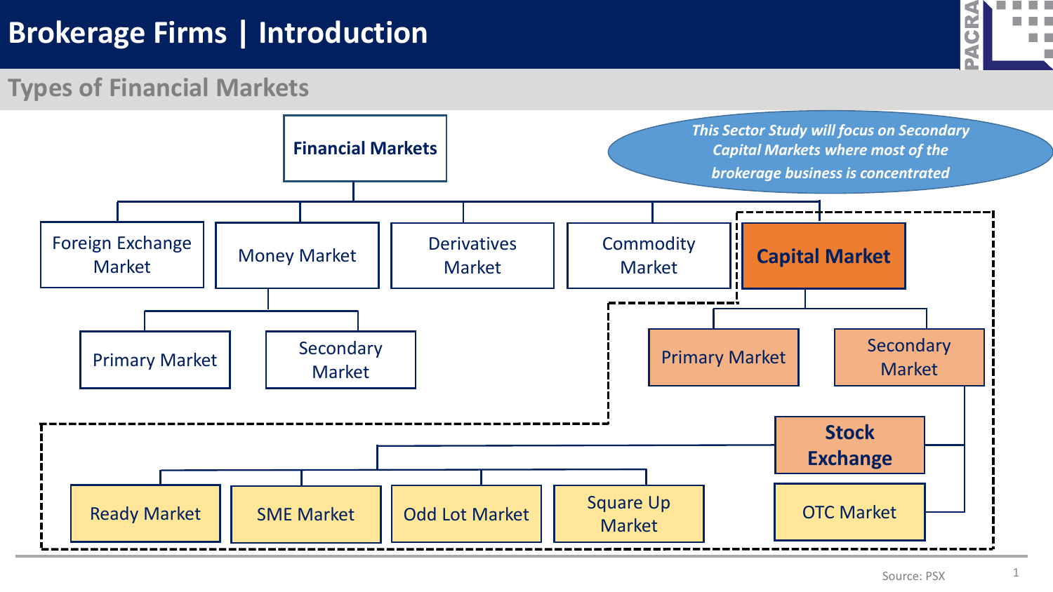# Brokerage Firms | Introduction

## Types of Financial Markets

*This Sector Study will focus on Secondary Capital Markets where most of the brokerage business is concentrated*

- **Financial Markets**
  - Foreign Exchange Market
  - Money Market
    - Primary Market
    - Secondary Market
  - Derivatives Market
  - Commodity Market
  - **Capital Market**
    - Primary Market
    - Secondary Market
      - **Stock Exchange**
        - Ready Market
        - SME Market
        - Odd Lot Market
        - Square Up Market
      - OTC Market

Source: PSX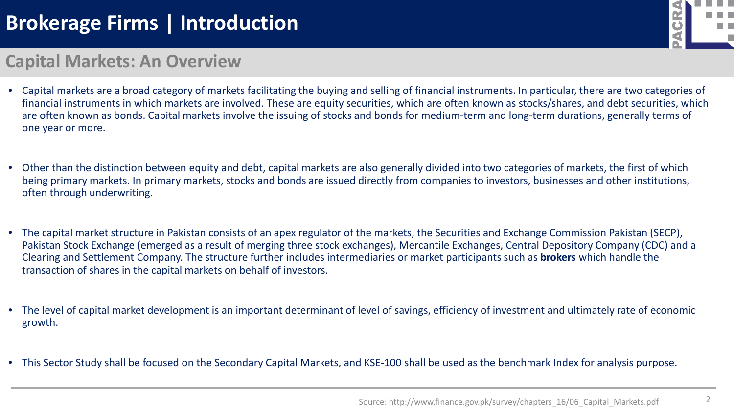# Brokerage Firms | Introduction

## Capital Markets: An Overview

- Capital markets are a broad category of markets facilitating the buying and selling of financial instruments. In particular, there are two categories of financial instruments in which markets are involved. These are equity securities, which are often known as stocks/shares, and debt securities, which are often known as bonds. Capital markets involve the issuing of stocks and bonds for medium-term and long-term durations, generally terms of one year or more.

- Other than the distinction between equity and debt, capital markets are also generally divided into two categories of markets, the first of which being primary markets. In primary markets, stocks and bonds are issued directly from companies to investors, businesses and other institutions, often through underwriting.

- The capital market structure in Pakistan consists of an apex regulator of the markets, the Securities and Exchange Commission Pakistan (SECP), Pakistan Stock Exchange (emerged as a result of merging three stock exchanges), Mercantile Exchanges, Central Depository Company (CDC) and a Clearing and Settlement Company. The structure further includes intermediaries or market participants such as **brokers** which handle the transaction of shares in the capital markets on behalf of investors.

- The level of capital market development is an important determinant of level of savings, efficiency of investment and ultimately rate of economic growth.

- This Sector Study shall be focused on the Secondary Capital Markets, and KSE-100 shall be used as the benchmark Index for analysis purpose.

Source: http://www.finance.gov.pk/survey/chapters_16/06_Capital_Markets.pdf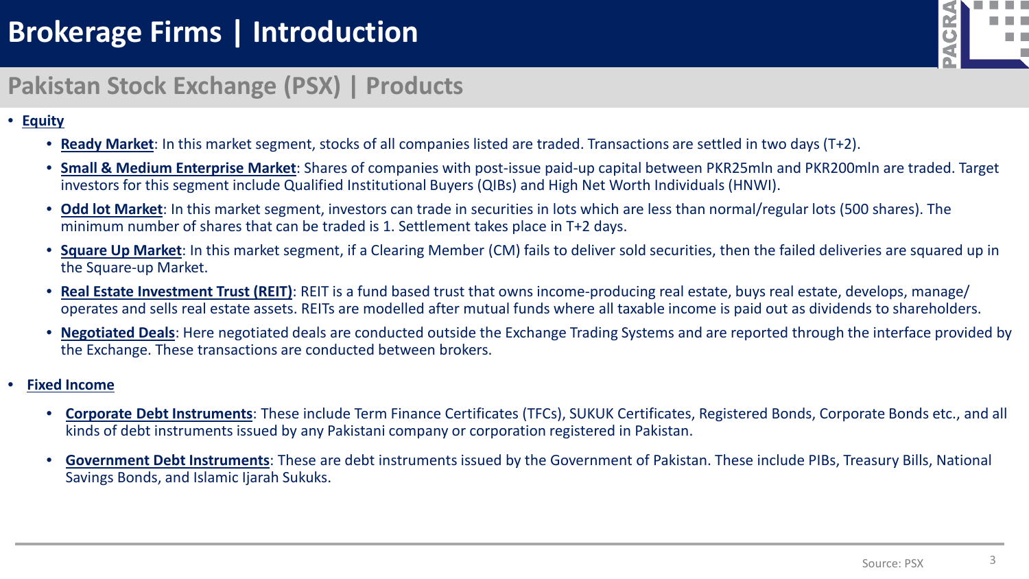# Brokerage Firms | Introduction

## Pakistan Stock Exchange (PSX) | Products

- **Equity**
  - **Ready Market**: In this market segment, stocks of all companies listed are traded. Transactions are settled in two days (T+2).
  - **Small & Medium Enterprise Market**: Shares of companies with post-issue paid-up capital between PKR25mln and PKR200mln are traded. Target investors for this segment include Qualified Institutional Buyers (QIBs) and High Net Worth Individuals (HNWI).
  - **Odd lot Market**: In this market segment, investors can trade in securities in lots which are less than normal/regular lots (500 shares). The minimum number of shares that can be traded is 1. Settlement takes place in T+2 days.
  - **Square Up Market**: In this market segment, if a Clearing Member (CM) fails to deliver sold securities, then the failed deliveries are squared up in the Square-up Market.
  - **Real Estate Investment Trust (REIT)**: REIT is a fund based trust that owns income-producing real estate, buys real estate, develops, manage/ operates and sells real estate assets. REITs are modelled after mutual funds where all taxable income is paid out as dividends to shareholders.
  - **Negotiated Deals**: Here negotiated deals are conducted outside the Exchange Trading Systems and are reported through the interface provided by the Exchange. These transactions are conducted between brokers.

- **Fixed Income**
  - **Corporate Debt Instruments**: These include Term Finance Certificates (TFCs), SUKUK Certificates, Registered Bonds, Corporate Bonds etc., and all kinds of debt instruments issued by any Pakistani company or corporation registered in Pakistan.
  - **Government Debt Instruments**: These are debt instruments issued by the Government of Pakistan. These include PIBs, Treasury Bills, National Savings Bonds, and Islamic Ijarah Sukuks.

Source: PSX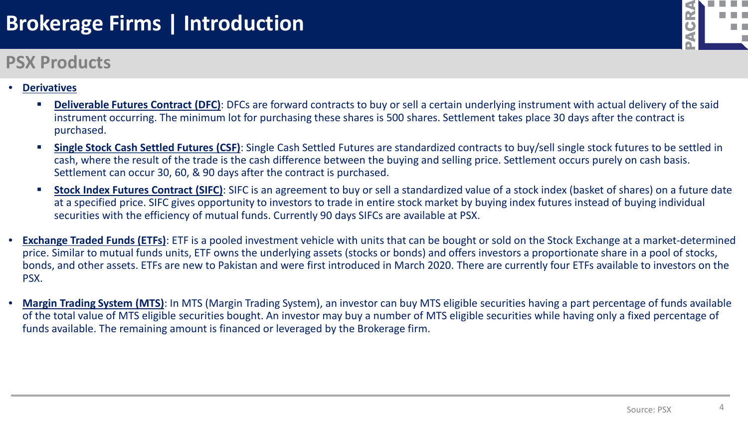# Brokerage Firms | Introduction

## PSX Products

- **Derivatives**
  - **Deliverable Futures Contract (DFC)**: DFCs are forward contracts to buy or sell a certain underlying instrument with actual delivery of the said instrument occurring. The minimum lot for purchasing these shares is 500 shares. Settlement takes place 30 days after the contract is purchased.
  - **Single Stock Cash Settled Futures (CSF)**: Single Cash Settled Futures are standardized contracts to buy/sell single stock futures to be settled in cash, where the result of the trade is the cash difference between the buying and selling price. Settlement occurs purely on cash basis. Settlement can occur 30, 60, & 90 days after the contract is purchased.
  - **Stock Index Futures Contract (SIFC)**: SIFC is an agreement to buy or sell a standardized value of a stock index (basket of shares) on a future date at a specified price. SIFC gives opportunity to investors to trade in entire stock market by buying index futures instead of buying individual securities with the efficiency of mutual funds. Currently 90 days SIFCs are available at PSX.
- **Exchange Traded Funds (ETFs)**: ETF is a pooled investment vehicle with units that can be bought or sold on the Stock Exchange at a market-determined price. Similar to mutual funds units, ETF owns the underlying assets (stocks or bonds) and offers investors a proportionate share in a pool of stocks, bonds, and other assets. ETFs are new to Pakistan and were first introduced in March 2020. There are currently four ETFs available to investors on the PSX.
- **Margin Trading System (MTS)**: In MTS (Margin Trading System), an investor can buy MTS eligible securities having a part percentage of funds available of the total value of MTS eligible securities bought. An investor may buy a number of MTS eligible securities while having only a fixed percentage of funds available. The remaining amount is financed or leveraged by the Brokerage firm.

Source: PSX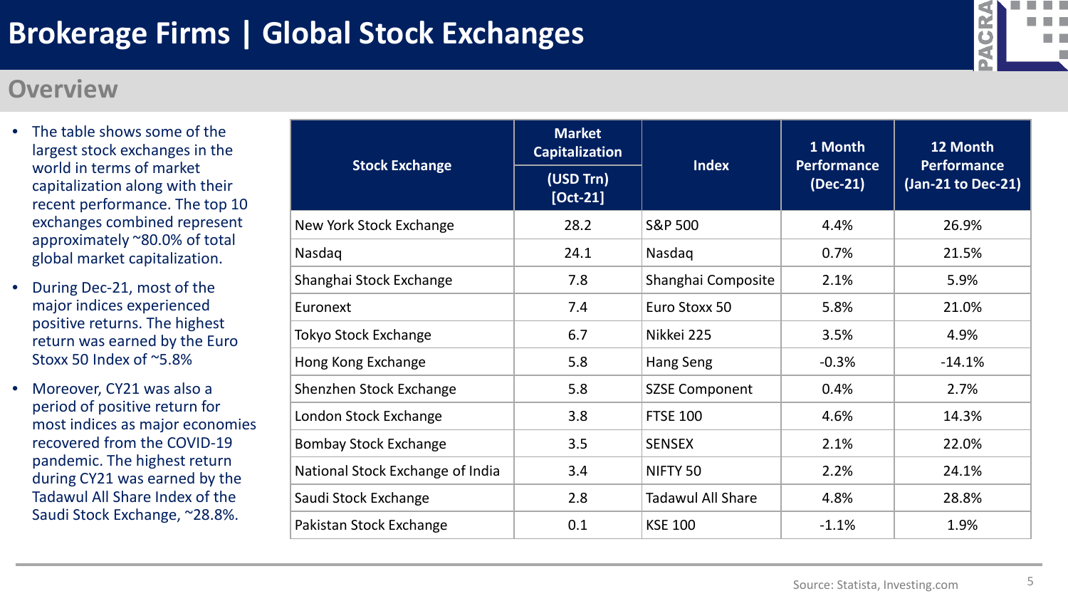# Brokerage Firms | Global Stock Exchanges

## Overview

- The table shows some of the largest stock exchanges in the world in terms of market capitalization along with their recent performance. The top 10 exchanges combined represent approximately ~80.0% of total global market capitalization.
- During Dec-21, most of the major indices experienced positive returns. The highest return was earned by the Euro Stoxx 50 Index of ~5.8%
- Moreover, CY21 was also a period of positive return for most indices as major economies recovered from the COVID-19 pandemic. The highest return during CY21 was earned by the Tadawul All Share Index of the Saudi Stock Exchange, ~28.8%.

| Stock Exchange | Market Capitalization (USD Trn) [Oct-21] | Index | 1 Month Performance (Dec-21) | 12 Month Performance (Jan-21 to Dec-21) |
|---|---|---|---|---|
| New York Stock Exchange | 28.2 | S&P 500 | 4.4% | 26.9% |
| Nasdaq | 24.1 | Nasdaq | 0.7% | 21.5% |
| Shanghai Stock Exchange | 7.8 | Shanghai Composite | 2.1% | 5.9% |
| Euronext | 7.4 | Euro Stoxx 50 | 5.8% | 21.0% |
| Tokyo Stock Exchange | 6.7 | Nikkei 225 | 3.5% | 4.9% |
| Hong Kong Exchange | 5.8 | Hang Seng | -0.3% | -14.1% |
| Shenzhen Stock Exchange | 5.8 | SZSE Component | 0.4% | 2.7% |
| London Stock Exchange | 3.8 | FTSE 100 | 4.6% | 14.3% |
| Bombay Stock Exchange | 3.5 | SENSEX | 2.1% | 22.0% |
| National Stock Exchange of India | 3.4 | NIFTY 50 | 2.2% | 24.1% |
| Saudi Stock Exchange | 2.8 | Tadawul All Share | 4.8% | 28.8% |
| Pakistan Stock Exchange | 0.1 | KSE 100 | -1.1% | 1.9% |

Source: Statista, Investing.com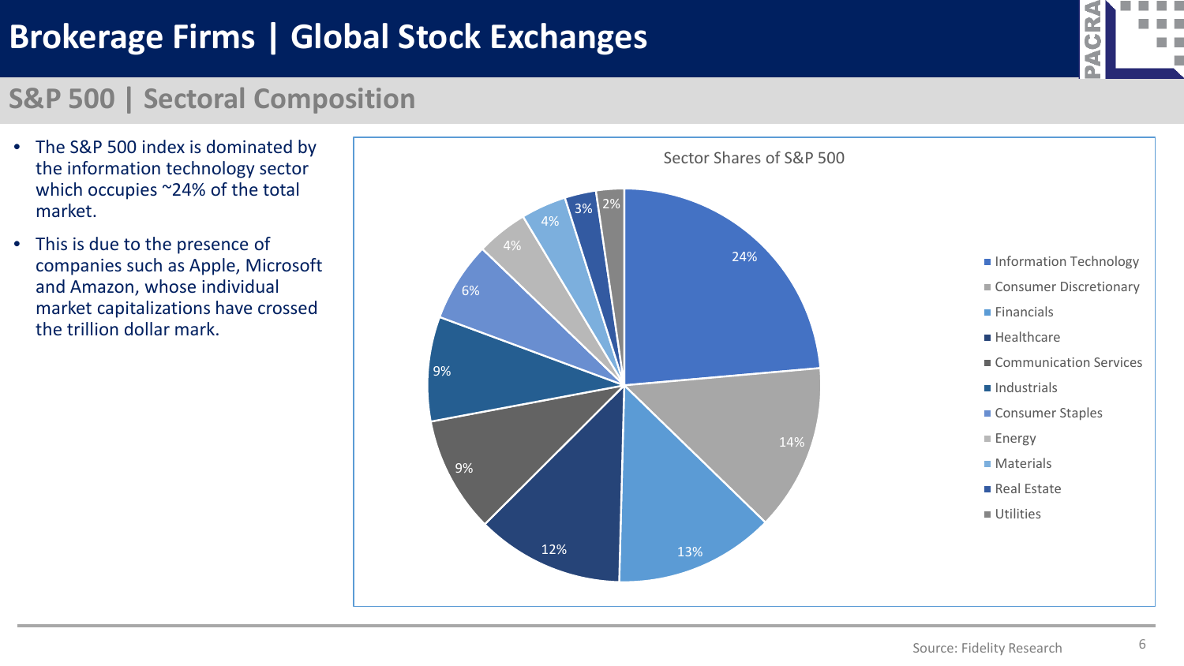# Brokerage Firms | Global Stock Exchanges

## S&P 500 | Sectoral Composition

- The S&P 500 index is dominated by the information technology sector which occupies ~24% of the total market.
- This is due to the presence of companies such as Apple, Microsoft and Amazon, whose individual market capitalizations have crossed the trillion dollar mark.

**Sector Shares of S&P 500**

| Sector | Share |
|---|---|
| Information Technology | 24% |
| Consumer Discretionary | 14% |
| Financials | 13% |
| Healthcare | 12% |
| Communication Services | 9% |
| Industrials | 9% |
| Consumer Staples | 6% |
| Energy | 4% |
| Materials | 4% |
| Real Estate | 3% |
| Utilities | 2% |

Source: Fidelity Research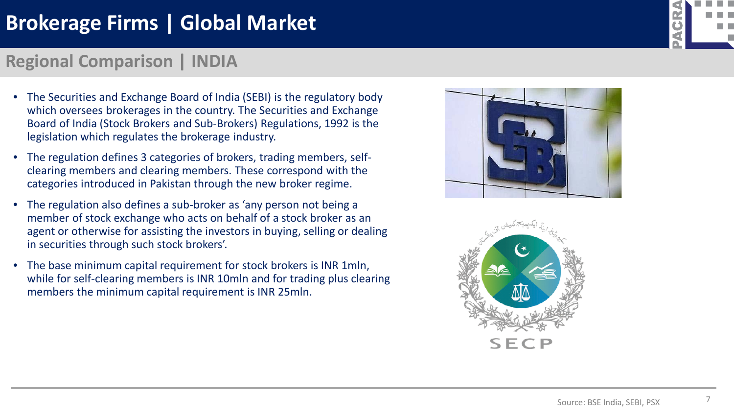# Brokerage Firms | Global Market

## Regional Comparison | INDIA

- The Securities and Exchange Board of India (SEBI) is the regulatory body which oversees brokerages in the country. The Securities and Exchange Board of India (Stock Brokers and Sub-Brokers) Regulations, 1992 is the legislation which regulates the brokerage industry.
- The regulation defines 3 categories of brokers, trading members, self-clearing members and clearing members. These correspond with the categories introduced in Pakistan through the new broker regime.
- The regulation also defines a sub-broker as 'any person not being a member of stock exchange who acts on behalf of a stock broker as an agent or otherwise for assisting the investors in buying, selling or dealing in securities through such stock brokers'.
- The base minimum capital requirement for stock brokers is INR 1mln, while for self-clearing members is INR 10mln and for trading plus clearing members the minimum capital requirement is INR 25mln.

Source: BSE India, SEBI, PSX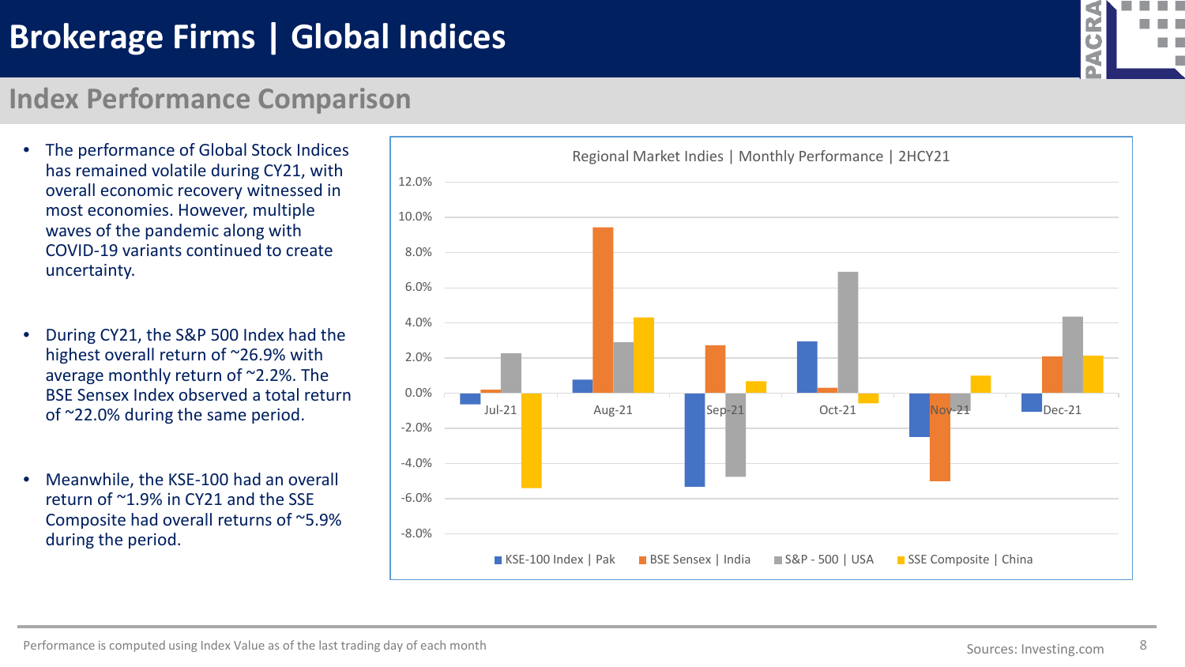# Brokerage Firms | Global Indices

## Index Performance Comparison

- The performance of Global Stock Indices has remained volatile during CY21, with overall economic recovery witnessed in most economies. However, multiple waves of the pandemic along with COVID-19 variants continued to create uncertainty.
- During CY21, the S&P 500 Index had the highest overall return of ~26.9% with average monthly return of ~2.2%. The BSE Sensex Index observed a total return of ~22.0% during the same period.
- Meanwhile, the KSE-100 had an overall return of ~1.9% in CY21 and the SSE Composite had overall returns of ~5.9% during the period.

Regional Market Indies | Monthly Performance | 2HCY21

(Chart series: KSE-100 Index | Pak; BSE Sensex | India; S&P - 500 | USA; SSE Composite | China — months Jul-21 to Dec-21)

Performance is computed using Index Value as of the last trading day of each month

Sources: Investing.com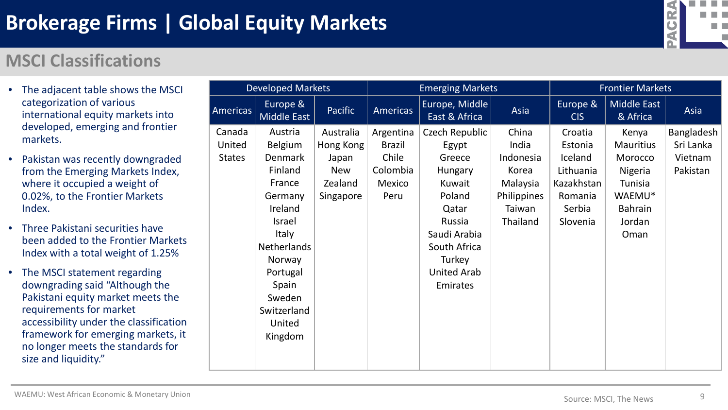# Brokerage Firms | Global Equity Markets

## MSCI Classifications

- The adjacent table shows the MSCI categorization of various international equity markets into developed, emerging and frontier markets.
- Pakistan was recently downgraded from the Emerging Markets Index, where it occupied a weight of 0.02%, to the Frontier Markets Index.
- Three Pakistani securities have been added to the Frontier Markets Index with a total weight of 1.25%
- The MSCI statement regarding downgrading said "Although the Pakistani equity market meets the requirements for market accessibility under the classification framework for emerging markets, it no longer meets the standards for size and liquidity."

| Developed Markets | | | Emerging Markets | | | Frontier Markets | | |
|---|---|---|---|---|---|---|---|---|
| Americas | Europe & Middle East | Pacific | Americas | Europe, Middle East & Africa | Asia | Europe & CIS | Middle East & Africa | Asia |
| Canada | Austria | Australia | Argentina | Czech Republic | China | Croatia | Kenya | Bangladesh |
| United States | Belgium | Hong Kong | Brazil | Egypt | India | Estonia | Mauritius | Sri Lanka |
| | Denmark | Japan | Chile | Greece | Indonesia | Iceland | Morocco | Vietnam |
| | Finland | New Zealand | Colombia | Hungary | Korea | Lithuania | Nigeria | Pakistan |
| | France | Singapore | Mexico | Kuwait | Malaysia | Kazakhstan | Tunisia | |
| | Germany | | Peru | Poland | Philippines | Romania | WAEMU* | |
| | Ireland | | | Qatar | Taiwan | Serbia | Bahrain | |
| | Israel | | | Russia | Thailand | Slovenia | Jordan | |
| | Italy | | | Saudi Arabia | | | Oman | |
| | Netherlands | | | South Africa | | | | |
| | Norway | | | Turkey | | | | |
| | Portugal | | | United Arab Emirates | | | | |
| | Spain | | | | | | | |
| | Sweden | | | | | | | |
| | Switzerland | | | | | | | |
| | United Kingdom | | | | | | | |

WAEMU: West African Economic & Monetary Union

Source: MSCI, The News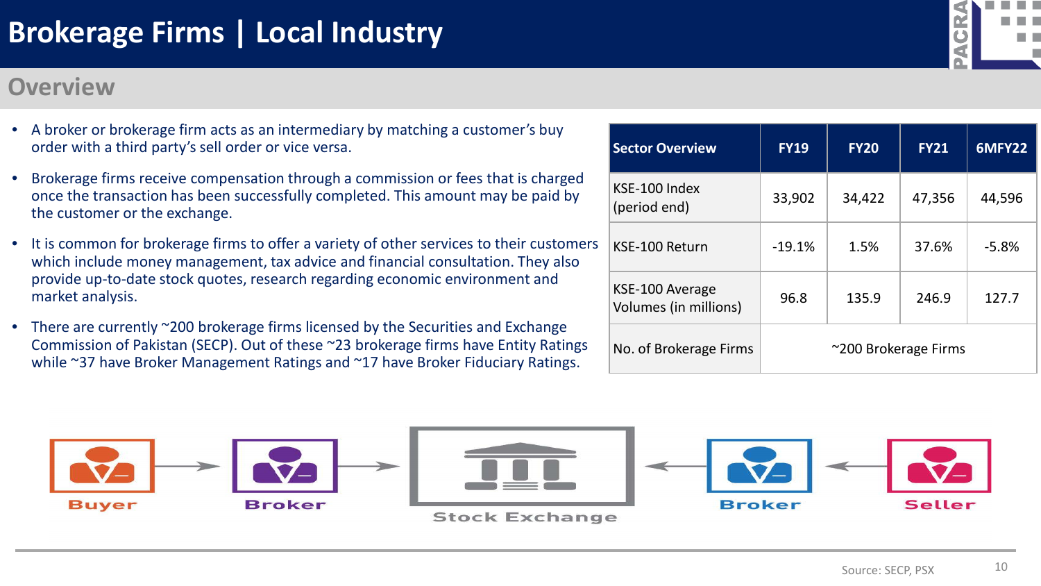# Brokerage Firms | Local Industry

## Overview

- A broker or brokerage firm acts as an intermediary by matching a customer's buy order with a third party's sell order or vice versa.
- Brokerage firms receive compensation through a commission or fees that is charged once the transaction has been successfully completed. This amount may be paid by the customer or the exchange.
- It is common for brokerage firms to offer a variety of other services to their customers which include money management, tax advice and financial consultation. They also provide up-to-date stock quotes, research regarding economic environment and market analysis.
- There are currently ~200 brokerage firms licensed by the Securities and Exchange Commission of Pakistan (SECP). Out of these ~23 brokerage firms have Entity Ratings while ~37 have Broker Management Ratings and ~17 have Broker Fiduciary Ratings.

| Sector Overview | FY19 | FY20 | FY21 | 6MFY22 |
|---|---|---|---|---|
| KSE-100 Index (period end) | 33,902 | 34,422 | 47,356 | 44,596 |
| KSE-100 Return | -19.1% | 1.5% | 37.6% | -5.8% |
| KSE-100 Average Volumes (in millions) | 96.8 | 135.9 | 246.9 | 127.7 |
| No. of Brokerage Firms | ~200 Brokerage Firms | | | |

Buyer → Broker → Stock Exchange ← Broker ← Seller

Source: SECP, PSX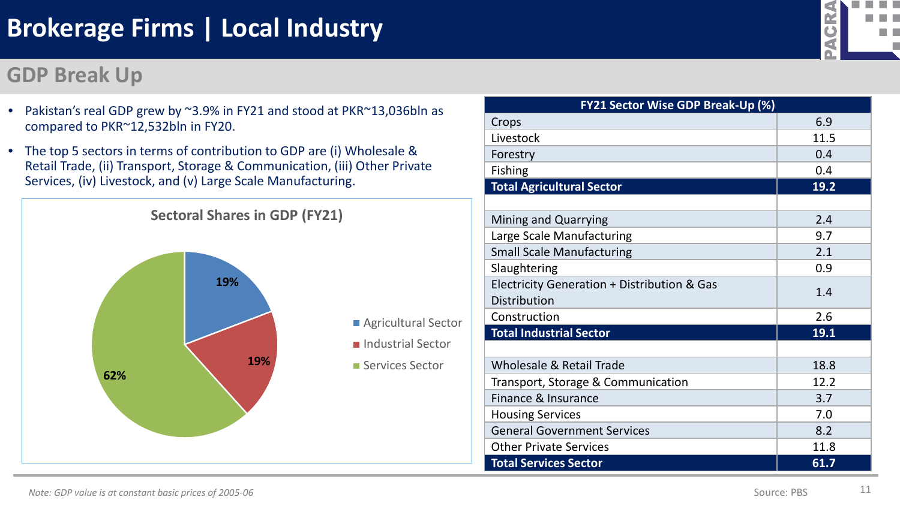# Brokerage Firms | Local Industry

## GDP Break Up

- Pakistan's real GDP grew by ~3.9% in FY21 and stood at PKR~13,036bln as compared to PKR~12,532bln in FY20.
- The top 5 sectors in terms of contribution to GDP are (i) Wholesale & Retail Trade, (ii) Transport, Storage & Communication, (iii) Other Private Services, (iv) Livestock, and (v) Large Scale Manufacturing.

**Sectoral Shares in GDP (FY21)**

- Agricultural Sector: 19%
- Industrial Sector: 19%
- Services Sector: 62%

| FY21 Sector Wise GDP Break-Up (%) | |
|---|---|
| Crops | 6.9 |
| Livestock | 11.5 |
| Forestry | 0.4 |
| Fishing | 0.4 |
| **Total Agricultural Sector** | **19.2** |
| | |
| Mining and Quarrying | 2.4 |
| Large Scale Manufacturing | 9.7 |
| Small Scale Manufacturing | 2.1 |
| Slaughtering | 0.9 |
| Electricity Generation + Distribution & Gas Distribution | 1.4 |
| Construction | 2.6 |
| **Total Industrial Sector** | **19.1** |
| | |
| Wholesale & Retail Trade | 18.8 |
| Transport, Storage & Communication | 12.2 |
| Finance & Insurance | 3.7 |
| Housing Services | 7.0 |
| General Government Services | 8.2 |
| Other Private Services | 11.8 |
| **Total Services Sector** | **61.7** |

*Note: GDP value is at constant basic prices of 2005-06*

Source: PBS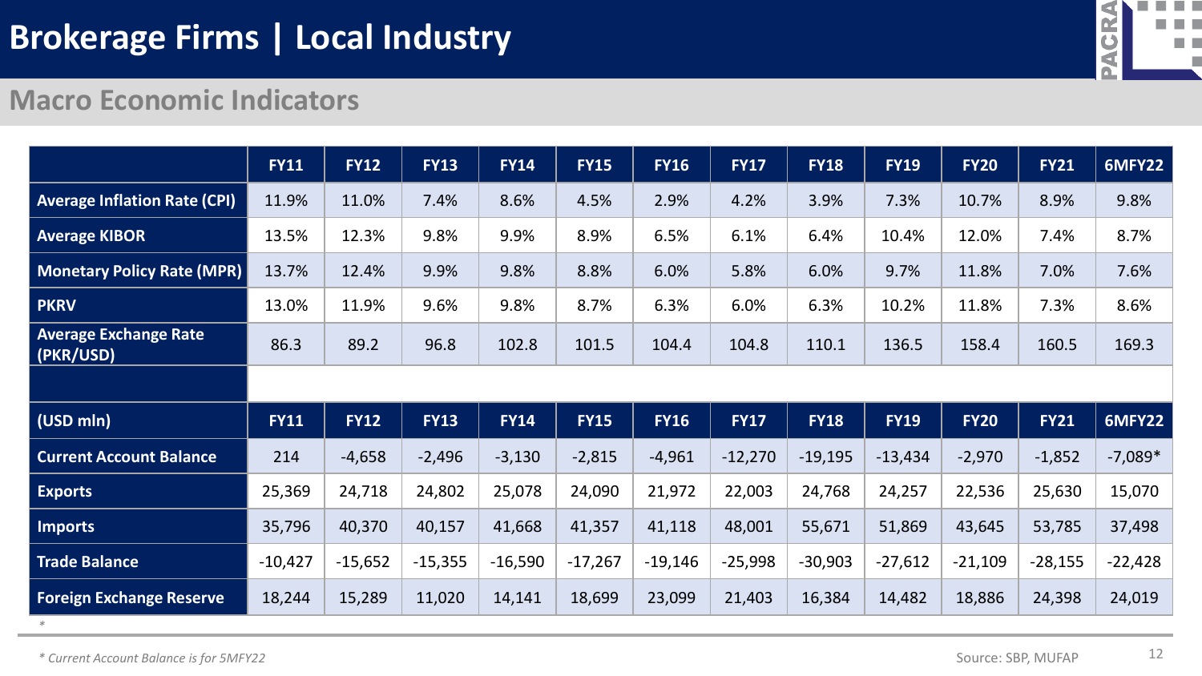# Brokerage Firms | Local Industry

## Macro Economic Indicators

| | FY11 | FY12 | FY13 | FY14 | FY15 | FY16 | FY17 | FY18 | FY19 | FY20 | FY21 | 6MFY22 |
|---|---|---|---|---|---|---|---|---|---|---|---|---|
| **Average Inflation Rate (CPI)** | 11.9% | 11.0% | 7.4% | 8.6% | 4.5% | 2.9% | 4.2% | 3.9% | 7.3% | 10.7% | 8.9% | 9.8% |
| **Average KIBOR** | 13.5% | 12.3% | 9.8% | 9.9% | 8.9% | 6.5% | 6.1% | 6.4% | 10.4% | 12.0% | 7.4% | 8.7% |
| **Monetary Policy Rate (MPR)** | 13.7% | 12.4% | 9.9% | 9.8% | 8.8% | 6.0% | 5.8% | 6.0% | 9.7% | 11.8% | 7.0% | 7.6% |
| **PKRV** | 13.0% | 11.9% | 9.6% | 9.8% | 8.7% | 6.3% | 6.0% | 6.3% | 10.2% | 11.8% | 7.3% | 8.6% |
| **Average Exchange Rate (PKR/USD)** | 86.3 | 89.2 | 96.8 | 102.8 | 101.5 | 104.4 | 104.8 | 110.1 | 136.5 | 158.4 | 160.5 | 169.3 |
| | | | | | | | | | | | | |
| **(USD mln)** | **FY11** | **FY12** | **FY13** | **FY14** | **FY15** | **FY16** | **FY17** | **FY18** | **FY19** | **FY20** | **FY21** | **6MFY22** |
| **Current Account Balance** | 214 | -4,658 | -2,496 | -3,130 | -2,815 | -4,961 | -12,270 | -19,195 | -13,434 | -2,970 | -1,852 | -7,089* |
| **Exports** | 25,369 | 24,718 | 24,802 | 25,078 | 24,090 | 21,972 | 22,003 | 24,768 | 24,257 | 22,536 | 25,630 | 15,070 |
| **Imports** | 35,796 | 40,370 | 40,157 | 41,668 | 41,357 | 41,118 | 48,001 | 55,671 | 51,869 | 43,645 | 53,785 | 37,498 |
| **Trade Balance** | -10,427 | -15,652 | -15,355 | -16,590 | -17,267 | -19,146 | -25,998 | -30,903 | -27,612 | -21,109 | -28,155 | -22,428 |
| **Foreign Exchange Reserve** | 18,244 | 15,289 | 11,020 | 14,141 | 18,699 | 23,099 | 21,403 | 16,384 | 14,482 | 18,886 | 24,398 | 24,019 |

*

*\* Current Account Balance is for 5MFY22*

Source: SBP, MUFAP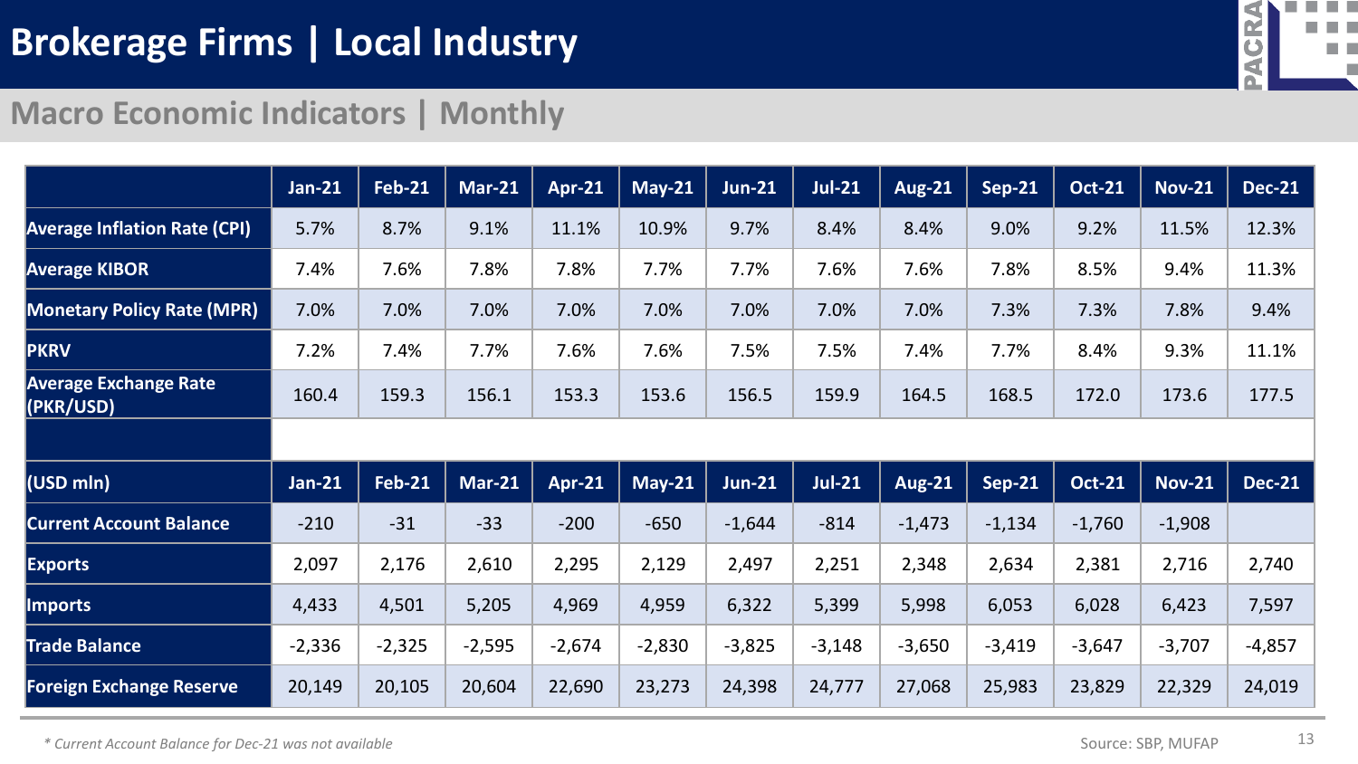# Brokerage Firms | Local Industry

## Macro Economic Indicators | Monthly

| | Jan-21 | Feb-21 | Mar-21 | Apr-21 | May-21 | Jun-21 | Jul-21 | Aug-21 | Sep-21 | Oct-21 | Nov-21 | Dec-21 |
|---|---|---|---|---|---|---|---|---|---|---|---|---|
| **Average Inflation Rate (CPI)** | 5.7% | 8.7% | 9.1% | 11.1% | 10.9% | 9.7% | 8.4% | 8.4% | 9.0% | 9.2% | 11.5% | 12.3% |
| **Average KIBOR** | 7.4% | 7.6% | 7.8% | 7.8% | 7.7% | 7.7% | 7.6% | 7.6% | 7.8% | 8.5% | 9.4% | 11.3% |
| **Monetary Policy Rate (MPR)** | 7.0% | 7.0% | 7.0% | 7.0% | 7.0% | 7.0% | 7.0% | 7.0% | 7.3% | 7.3% | 7.8% | 9.4% |
| **PKRV** | 7.2% | 7.4% | 7.7% | 7.6% | 7.6% | 7.5% | 7.5% | 7.4% | 7.7% | 8.4% | 9.3% | 11.1% |
| **Average Exchange Rate (PKR/USD)** | 160.4 | 159.3 | 156.1 | 153.3 | 153.6 | 156.5 | 159.9 | 164.5 | 168.5 | 172.0 | 173.6 | 177.5 |
| | | | | | | | | | | | | |
| **(USD mln)** | **Jan-21** | **Feb-21** | **Mar-21** | **Apr-21** | **May-21** | **Jun-21** | **Jul-21** | **Aug-21** | **Sep-21** | **Oct-21** | **Nov-21** | **Dec-21** |
| **Current Account Balance** | -210 | -31 | -33 | -200 | -650 | -1,644 | -814 | -1,473 | -1,134 | -1,760 | -1,908 | |
| **Exports** | 2,097 | 2,176 | 2,610 | 2,295 | 2,129 | 2,497 | 2,251 | 2,348 | 2,634 | 2,381 | 2,716 | 2,740 |
| **Imports** | 4,433 | 4,501 | 5,205 | 4,969 | 4,959 | 6,322 | 5,399 | 5,998 | 6,053 | 6,028 | 6,423 | 7,597 |
| **Trade Balance** | -2,336 | -2,325 | -2,595 | -2,674 | -2,830 | -3,825 | -3,148 | -3,650 | -3,419 | -3,647 | -3,707 | -4,857 |
| **Foreign Exchange Reserve** | 20,149 | 20,105 | 20,604 | 22,690 | 23,273 | 24,398 | 24,777 | 27,068 | 25,983 | 23,829 | 22,329 | 24,019 |

*\* Current Account Balance for Dec-21 was not available*

Source: SBP, MUFAP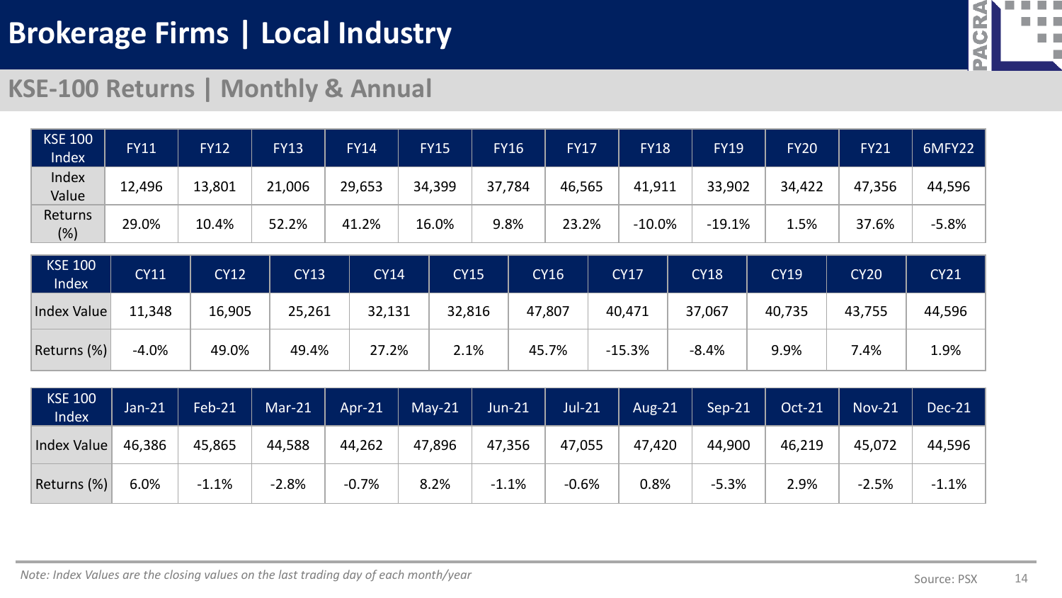# Brokerage Firms | Local Industry

## KSE-100 Returns | Monthly & Annual

| KSE 100 Index | FY11 | FY12 | FY13 | FY14 | FY15 | FY16 | FY17 | FY18 | FY19 | FY20 | FY21 | 6MFY22 |
|---|---|---|---|---|---|---|---|---|---|---|---|---|
| Index Value | 12,496 | 13,801 | 21,006 | 29,653 | 34,399 | 37,784 | 46,565 | 41,911 | 33,902 | 34,422 | 47,356 | 44,596 |
| Returns (%) | 29.0% | 10.4% | 52.2% | 41.2% | 16.0% | 9.8% | 23.2% | -10.0% | -19.1% | 1.5% | 37.6% | -5.8% |

| KSE 100 Index | CY11 | CY12 | CY13 | CY14 | CY15 | CY16 | CY17 | CY18 | CY19 | CY20 | CY21 |
|---|---|---|---|---|---|---|---|---|---|---|---|
| Index Value | 11,348 | 16,905 | 25,261 | 32,131 | 32,816 | 47,807 | 40,471 | 37,067 | 40,735 | 43,755 | 44,596 |
| Returns (%) | -4.0% | 49.0% | 49.4% | 27.2% | 2.1% | 45.7% | -15.3% | -8.4% | 9.9% | 7.4% | 1.9% |

| KSE 100 Index | Jan-21 | Feb-21 | Mar-21 | Apr-21 | May-21 | Jun-21 | Jul-21 | Aug-21 | Sep-21 | Oct-21 | Nov-21 | Dec-21 |
|---|---|---|---|---|---|---|---|---|---|---|---|---|
| Index Value | 46,386 | 45,865 | 44,588 | 44,262 | 47,896 | 47,356 | 47,055 | 47,420 | 44,900 | 46,219 | 45,072 | 44,596 |
| Returns (%) | 6.0% | -1.1% | -2.8% | -0.7% | 8.2% | -1.1% | -0.6% | 0.8% | -5.3% | 2.9% | -2.5% | -1.1% |

*Note: Index Values are the closing values on the last trading day of each month/year*

Source: PSX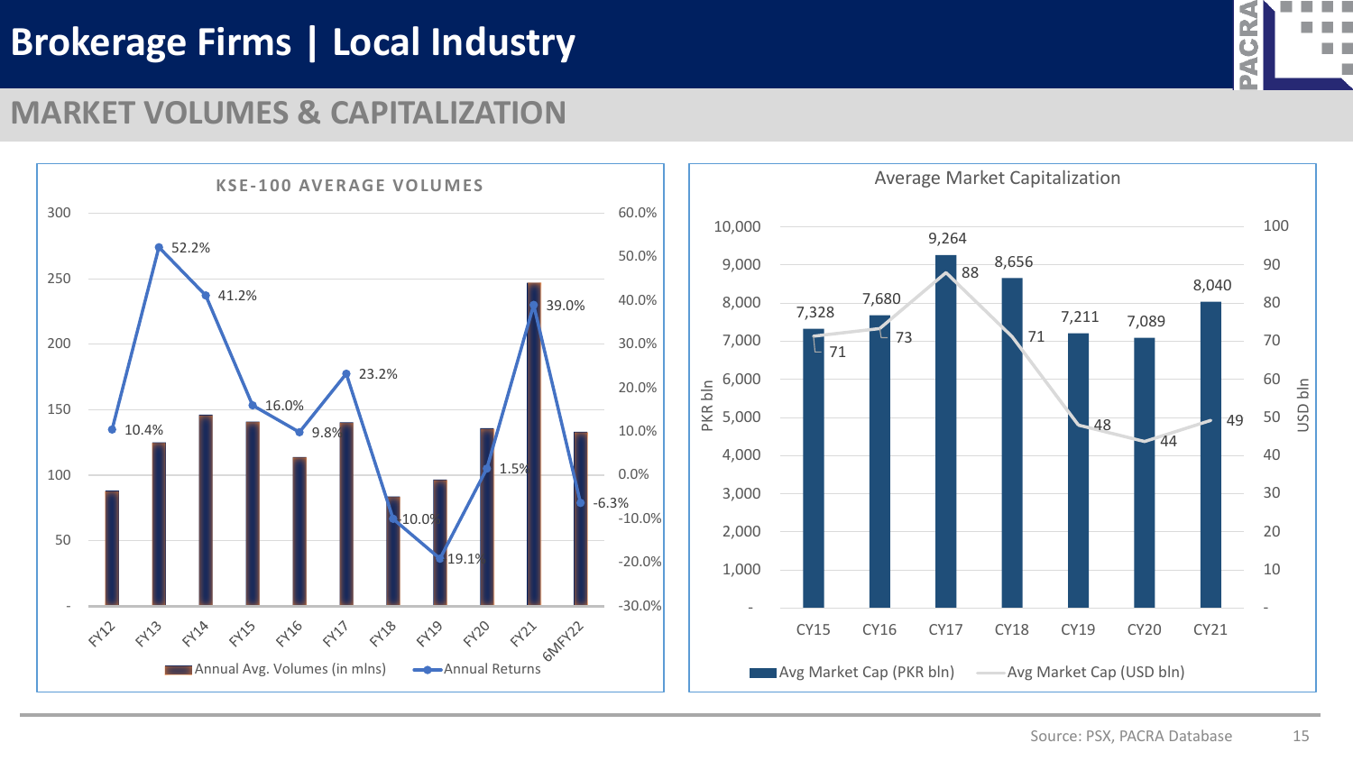# Brokerage Firms | Local Industry

## MARKET VOLUMES & CAPITALIZATION

### KSE-100 AVERAGE VOLUMES

| | FY12 | FY13 | FY14 | FY15 | FY16 | FY17 | FY18 | FY19 | FY20 | FY21 | 6MFY22 |
|---|---|---|---|---|---|---|---|---|---|---|---|
| Annual Returns | 10.4% | 52.2% | 41.2% | 16.0% | 9.8% | 23.2% | -10.0% | -19.1% | 1.5% | 39.0% | -6.3% |

Legend: Annual Avg. Volumes (in mlns); Annual Returns

### Average Market Capitalization

| | CY15 | CY16 | CY17 | CY18 | CY19 | CY20 | CY21 |
|---|---|---|---|---|---|---|---|
| Avg Market Cap (PKR bln) | 7,328 | 7,680 | 9,264 | 8,656 | 7,211 | 7,089 | 8,040 |
| Avg Market Cap (USD bln) | 71 | 73 | 88 | 71 | 48 | 44 | 49 |

Source: PSX, PACRA Database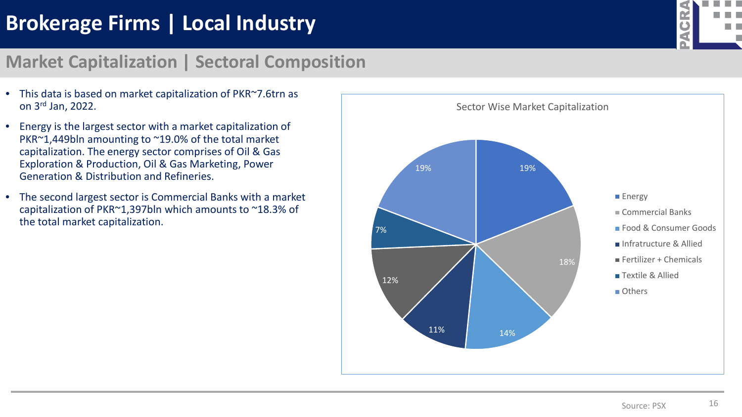# Brokerage Firms | Local Industry

## Market Capitalization | Sectoral Composition

- This data is based on market capitalization of PKR~7.6trn as on 3rd Jan, 2022.
- Energy is the largest sector with a market capitalization of PKR~1,449bln amounting to ~19.0% of the total market capitalization. The energy sector comprises of Oil & Gas Exploration & Production, Oil & Gas Marketing, Power Generation & Distribution and Refineries.
- The second largest sector is Commercial Banks with a market capitalization of PKR~1,397bln which amounts to ~18.3% of the total market capitalization.

**Sector Wise Market Capitalization**

| Sector | Share |
|---|---|
| Energy | 19% |
| Commercial Banks | 18% |
| Food & Consumer Goods | 14% |
| Infratructure & Allied | 11% |
| Fertilizer + Chemicals | 12% |
| Textile & Allied | 7% |
| Others | 19% |

Source: PSX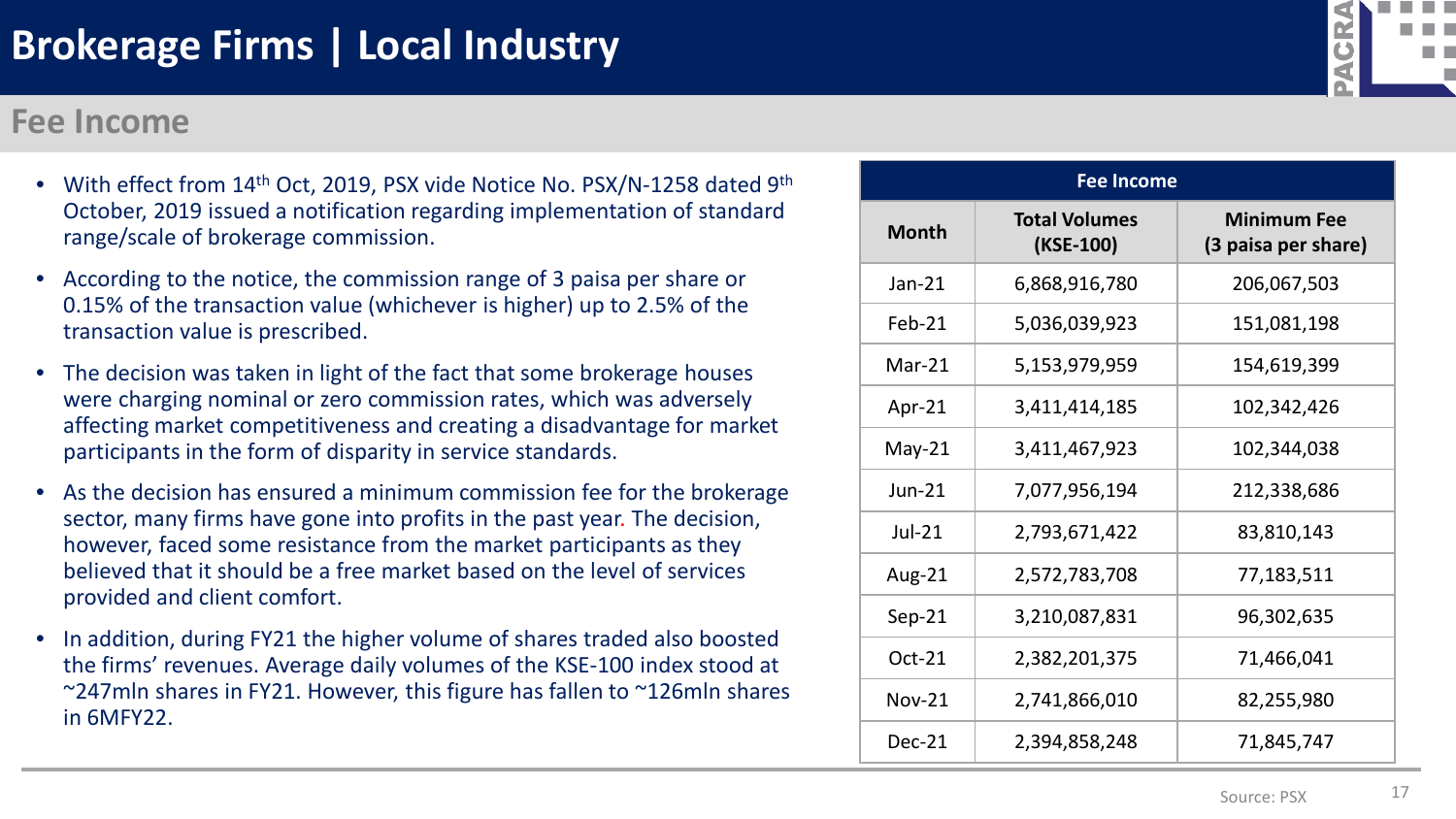# Brokerage Firms | Local Industry

## Fee Income

- With effect from 14th Oct, 2019, PSX vide Notice No. PSX/N-1258 dated 9th October, 2019 issued a notification regarding implementation of standard range/scale of brokerage commission.
- According to the notice, the commission range of 3 paisa per share or 0.15% of the transaction value (whichever is higher) up to 2.5% of the transaction value is prescribed.
- The decision was taken in light of the fact that some brokerage houses were charging nominal or zero commission rates, which was adversely affecting market competitiveness and creating a disadvantage for market participants in the form of disparity in service standards.
- As the decision has ensured a minimum commission fee for the brokerage sector, many firms have gone into profits in the past year. The decision, however, faced some resistance from the market participants as they believed that it should be a free market based on the level of services provided and client comfort.
- In addition, during FY21 the higher volume of shares traded also boosted the firms' revenues. Average daily volumes of the KSE-100 index stood at ~247mln shares in FY21. However, this figure has fallen to ~126mln shares in 6MFY22.

| Fee Income | | |
|---|---|---|
| **Month** | **Total Volumes (KSE-100)** | **Minimum Fee (3 paisa per share)** |
| Jan-21 | 6,868,916,780 | 206,067,503 |
| Feb-21 | 5,036,039,923 | 151,081,198 |
| Mar-21 | 5,153,979,959 | 154,619,399 |
| Apr-21 | 3,411,414,185 | 102,342,426 |
| May-21 | 3,411,467,923 | 102,344,038 |
| Jun-21 | 7,077,956,194 | 212,338,686 |
| Jul-21 | 2,793,671,422 | 83,810,143 |
| Aug-21 | 2,572,783,708 | 77,183,511 |
| Sep-21 | 3,210,087,831 | 96,302,635 |
| Oct-21 | 2,382,201,375 | 71,466,041 |
| Nov-21 | 2,741,866,010 | 82,255,980 |
| Dec-21 | 2,394,858,248 | 71,845,747 |

Source: PSX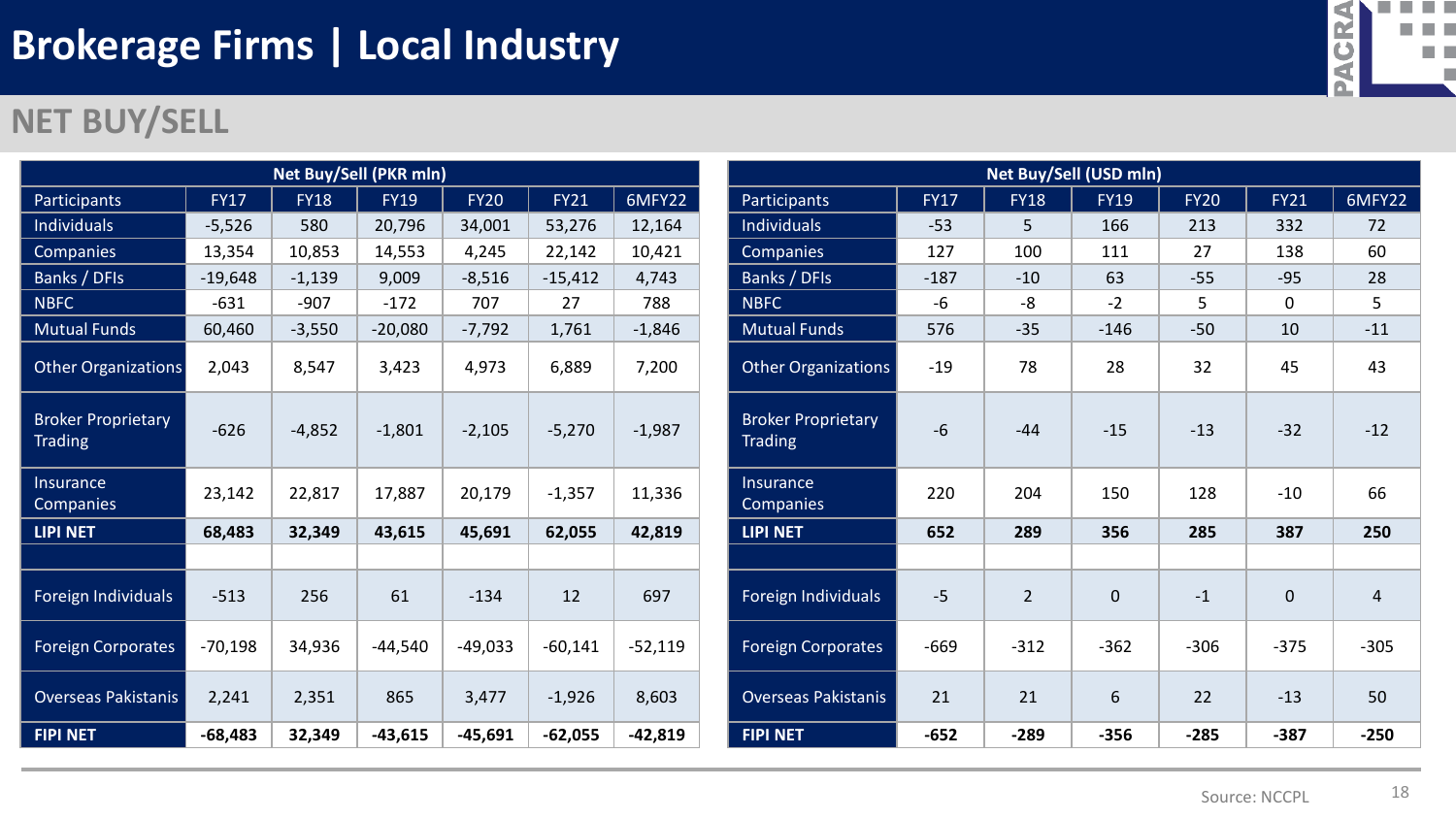# Brokerage Firms | Local Industry

## NET BUY/SELL

| Net Buy/Sell (PKR mln) | | | | | | |
|---|---|---|---|---|---|---|
| Participants | FY17 | FY18 | FY19 | FY20 | FY21 | 6MFY22 |
| Individuals | -5,526 | 580 | 20,796 | 34,001 | 53,276 | 12,164 |
| Companies | 13,354 | 10,853 | 14,553 | 4,245 | 22,142 | 10,421 |
| Banks / DFIs | -19,648 | -1,139 | 9,009 | -8,516 | -15,412 | 4,743 |
| NBFC | -631 | -907 | -172 | 707 | 27 | 788 |
| Mutual Funds | 60,460 | -3,550 | -20,080 | -7,792 | 1,761 | -1,846 |
| Other Organizations | 2,043 | 8,547 | 3,423 | 4,973 | 6,889 | 7,200 |
| Broker Proprietary Trading | -626 | -4,852 | -1,801 | -2,105 | -5,270 | -1,987 |
| Insurance Companies | 23,142 | 22,817 | 17,887 | 20,179 | -1,357 | 11,336 |
| **LIPI NET** | **68,483** | **32,349** | **43,615** | **45,691** | **62,055** | **42,819** |
| | | | | | | |
| Foreign Individuals | -513 | 256 | 61 | -134 | 12 | 697 |
| Foreign Corporates | -70,198 | 34,936 | -44,540 | -49,033 | -60,141 | -52,119 |
| Overseas Pakistanis | 2,241 | 2,351 | 865 | 3,477 | -1,926 | 8,603 |
| **FIPI NET** | **-68,483** | **32,349** | **-43,615** | **-45,691** | **-62,055** | **-42,819** |

| Net Buy/Sell (USD mln) | | | | | | |
|---|---|---|---|---|---|---|
| Participants | FY17 | FY18 | FY19 | FY20 | FY21 | 6MFY22 |
| Individuals | -53 | 5 | 166 | 213 | 332 | 72 |
| Companies | 127 | 100 | 111 | 27 | 138 | 60 |
| Banks / DFIs | -187 | -10 | 63 | -55 | -95 | 28 |
| NBFC | -6 | -8 | -2 | 5 | 0 | 5 |
| Mutual Funds | 576 | -35 | -146 | -50 | 10 | -11 |
| Other Organizations | -19 | 78 | 28 | 32 | 45 | 43 |
| Broker Proprietary Trading | -6 | -44 | -15 | -13 | -32 | -12 |
| Insurance Companies | 220 | 204 | 150 | 128 | -10 | 66 |
| **LIPI NET** | **652** | **289** | **356** | **285** | **387** | **250** |
| | | | | | | |
| Foreign Individuals | -5 | 2 | 0 | -1 | 0 | 4 |
| Foreign Corporates | -669 | -312 | -362 | -306 | -375 | -305 |
| Overseas Pakistanis | 21 | 21 | 6 | 22 | -13 | 50 |
| **FIPI NET** | **-652** | **-289** | **-356** | **-285** | **-387** | **-250** |

Source: NCCPL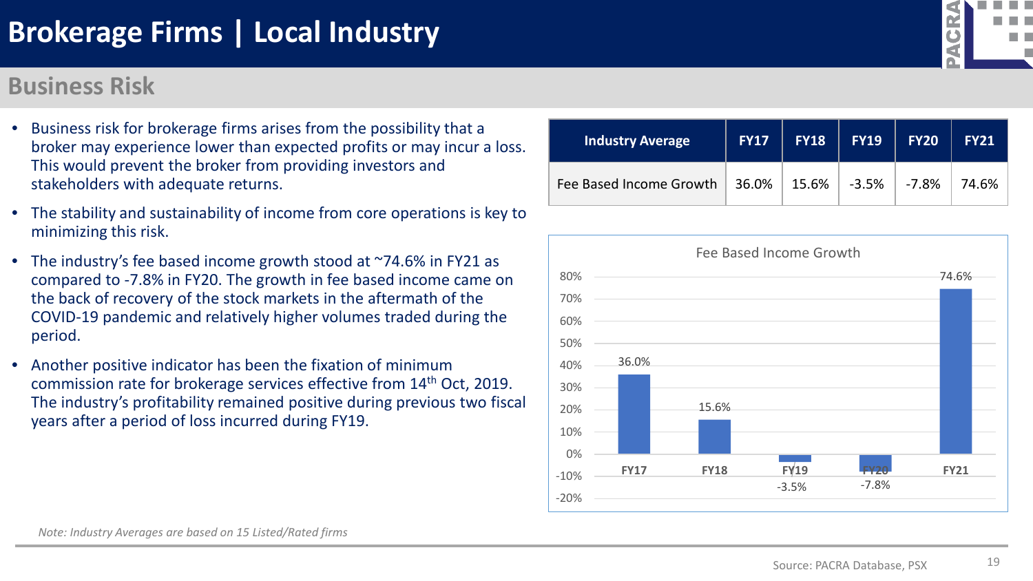# Brokerage Firms | Local Industry

## Business Risk

- Business risk for brokerage firms arises from the possibility that a broker may experience lower than expected profits or may incur a loss. This would prevent the broker from providing investors and stakeholders with adequate returns.
- The stability and sustainability of income from core operations is key to minimizing this risk.
- The industry's fee based income growth stood at ~74.6% in FY21 as compared to -7.8% in FY20. The growth in fee based income came on the back of recovery of the stock markets in the aftermath of the COVID-19 pandemic and relatively higher volumes traded during the period.
- Another positive indicator has been the fixation of minimum commission rate for brokerage services effective from 14th Oct, 2019. The industry's profitability remained positive during previous two fiscal years after a period of loss incurred during FY19.

| Industry Average | FY17 | FY18 | FY19 | FY20 | FY21 |
|---|---|---|---|---|---|
| Fee Based Income Growth | 36.0% | 15.6% | -3.5% | -7.8% | 74.6% |

**Fee Based Income Growth**

| | FY17 | FY18 | FY19 | FY20 | FY21 |
|---|---|---|---|---|---|
| Fee Based Income Growth | 36.0% | 15.6% | -3.5% | -7.8% | 74.6% |

*Note: Industry Averages are based on 15 Listed/Rated firms*

Source: PACRA Database, PSX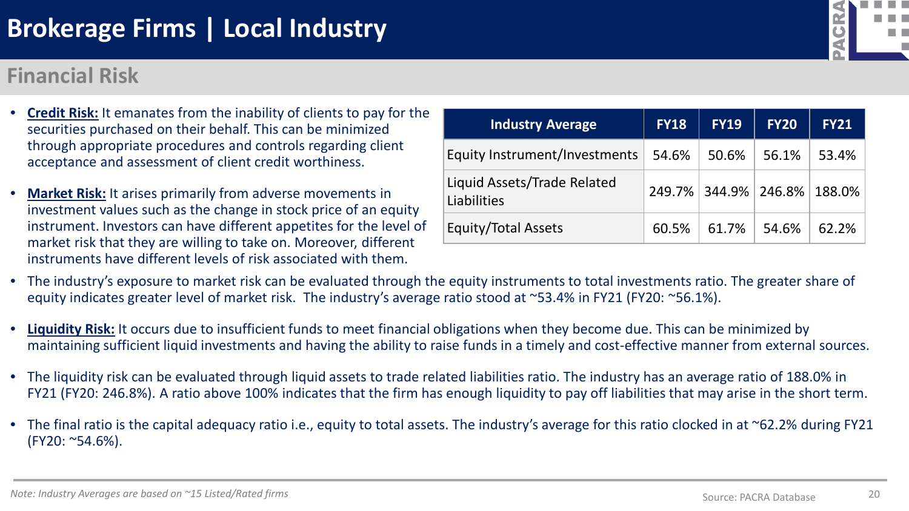# Brokerage Firms | Local Industry

## Financial Risk

- **Credit Risk:** It emanates from the inability of clients to pay for the securities purchased on their behalf. This can be minimized through appropriate procedures and controls regarding client acceptance and assessment of client credit worthiness.
- **Market Risk:** It arises primarily from adverse movements in investment values such as the change in stock price of an equity instrument. Investors can have different appetites for the level of market risk that they are willing to take on. Moreover, different instruments have different levels of risk associated with them.

| Industry Average | FY18 | FY19 | FY20 | FY21 |
|---|---|---|---|---|
| Equity Instrument/Investments | 54.6% | 50.6% | 56.1% | 53.4% |
| Liquid Assets/Trade Related Liabilities | 249.7% | 344.9% | 246.8% | 188.0% |
| Equity/Total Assets | 60.5% | 61.7% | 54.6% | 62.2% |

- The industry's exposure to market risk can be evaluated through the equity instruments to total investments ratio. The greater share of equity indicates greater level of market risk. The industry's average ratio stood at ~53.4% in FY21 (FY20: ~56.1%).
- **Liquidity Risk:** It occurs due to insufficient funds to meet financial obligations when they become due. This can be minimized by maintaining sufficient liquid investments and having the ability to raise funds in a timely and cost-effective manner from external sources.
- The liquidity risk can be evaluated through liquid assets to trade related liabilities ratio. The industry has an average ratio of 188.0% in FY21 (FY20: 246.8%). A ratio above 100% indicates that the firm has enough liquidity to pay off liabilities that may arise in the short term.
- The final ratio is the capital adequacy ratio i.e., equity to total assets. The industry's average for this ratio clocked in at ~62.2% during FY21 (FY20: ~54.6%).

*Note: Industry Averages are based on ~15 Listed/Rated firms*

Source: PACRA Database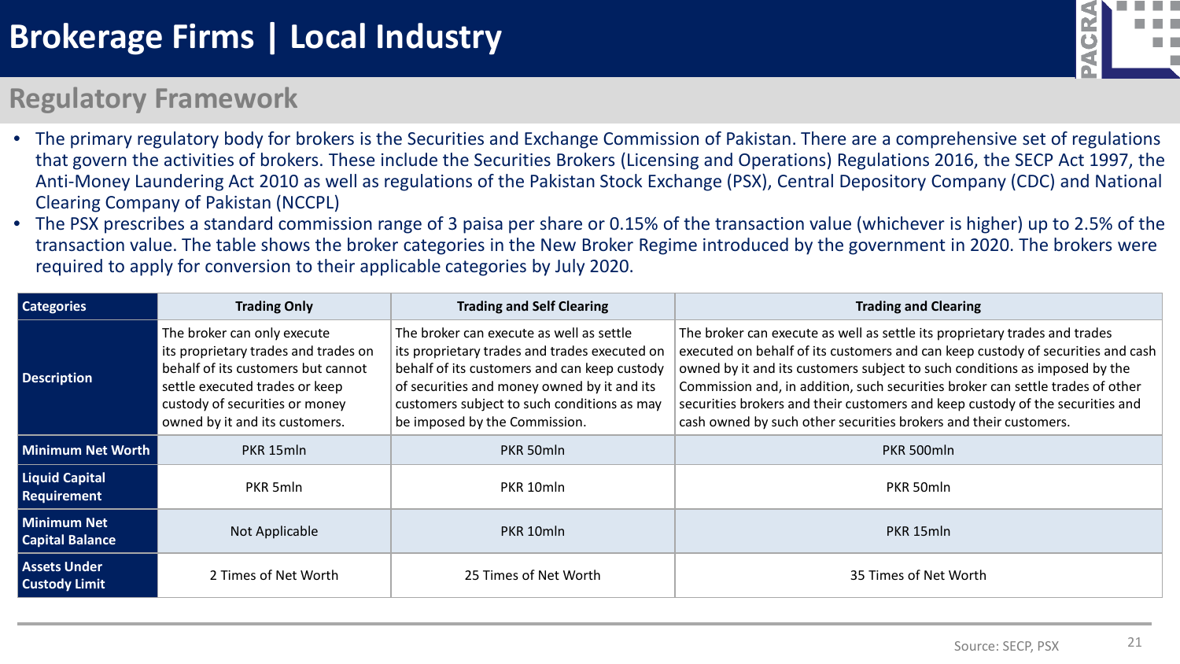# Brokerage Firms | Local Industry

## Regulatory Framework

- The primary regulatory body for brokers is the Securities and Exchange Commission of Pakistan. There are a comprehensive set of regulations that govern the activities of brokers. These include the Securities Brokers (Licensing and Operations) Regulations 2016, the SECP Act 1997, the Anti-Money Laundering Act 2010 as well as regulations of the Pakistan Stock Exchange (PSX), Central Depository Company (CDC) and National Clearing Company of Pakistan (NCCPL)
- The PSX prescribes a standard commission range of 3 paisa per share or 0.15% of the transaction value (whichever is higher) up to 2.5% of the transaction value. The table shows the broker categories in the New Broker Regime introduced by the government in 2020. The brokers were required to apply for conversion to their applicable categories by July 2020.

| Categories | Trading Only | Trading and Self Clearing | Trading and Clearing |
|---|---|---|---|
| Description | The broker can only execute its proprietary trades and trades on behalf of its customers but cannot settle executed trades or keep custody of securities or money owned by it and its customers. | The broker can execute as well as settle its proprietary trades and trades executed on behalf of its customers and can keep custody of securities and money owned by it and its customers subject to such conditions as may be imposed by the Commission. | The broker can execute as well as settle its proprietary trades and trades executed on behalf of its customers and can keep custody of securities and cash owned by it and its customers subject to such conditions as imposed by the Commission and, in addition, such securities broker can settle trades of other securities brokers and their customers and keep custody of the securities and cash owned by such other securities brokers and their customers. |
| Minimum Net Worth | PKR 15mln | PKR 50mln | PKR 500mln |
| Liquid Capital Requirement | PKR 5mln | PKR 10mln | PKR 50mln |
| Minimum Net Capital Balance | Not Applicable | PKR 10mln | PKR 15mln |
| Assets Under Custody Limit | 2 Times of Net Worth | 25 Times of Net Worth | 35 Times of Net Worth |

Source: SECP, PSX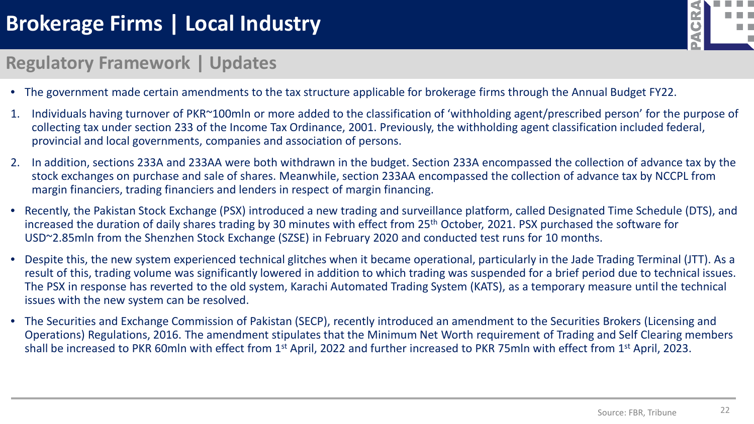# Brokerage Firms | Local Industry

## Regulatory Framework | Updates

- The government made certain amendments to the tax structure applicable for brokerage firms through the Annual Budget FY22.

1. Individuals having turnover of PKR~100mln or more added to the classification of 'withholding agent/prescribed person' for the purpose of collecting tax under section 233 of the Income Tax Ordinance, 2001. Previously, the withholding agent classification included federal, provincial and local governments, companies and association of persons.
2. In addition, sections 233A and 233AA were both withdrawn in the budget. Section 233A encompassed the collection of advance tax by the stock exchanges on purchase and sale of shares. Meanwhile, section 233AA encompassed the collection of advance tax by NCCPL from margin financiers, trading financiers and lenders in respect of margin financing.

- Recently, the Pakistan Stock Exchange (PSX) introduced a new trading and surveillance platform, called Designated Time Schedule (DTS), and increased the duration of daily shares trading by 30 minutes with effect from 25th October, 2021. PSX purchased the software for USD~2.85mln from the Shenzhen Stock Exchange (SZSE) in February 2020 and conducted test runs for 10 months.
- Despite this, the new system experienced technical glitches when it became operational, particularly in the Jade Trading Terminal (JTT). As a result of this, trading volume was significantly lowered in addition to which trading was suspended for a brief period due to technical issues. The PSX in response has reverted to the old system, Karachi Automated Trading System (KATS), as a temporary measure until the technical issues with the new system can be resolved.
- The Securities and Exchange Commission of Pakistan (SECP), recently introduced an amendment to the Securities Brokers (Licensing and Operations) Regulations, 2016. The amendment stipulates that the Minimum Net Worth requirement of Trading and Self Clearing members shall be increased to PKR 60mln with effect from 1st April, 2022 and further increased to PKR 75mln with effect from 1st April, 2023.

Source: FBR, Tribune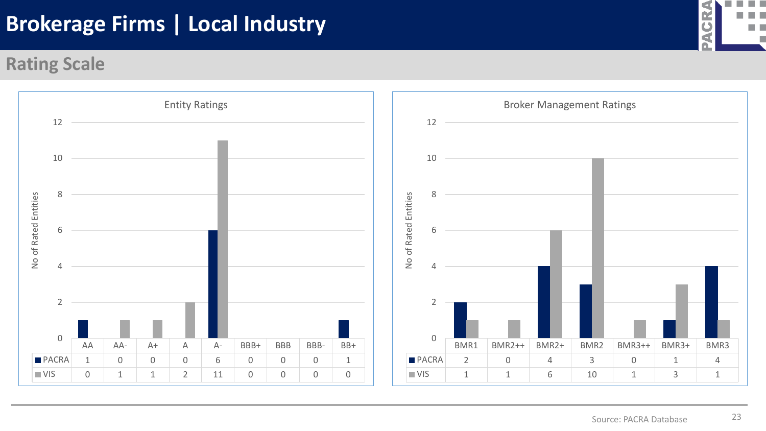# Brokerage Firms | Local Industry

## Rating Scale

### Entity Ratings

| | AA | AA- | A+ | A | A- | BBB+ | BBB | BBB- | BB+ |
|---|---|---|---|---|---|---|---|---|---|
| PACRA | 1 | 0 | 0 | 0 | 6 | 0 | 0 | 0 | 1 |
| VIS | 0 | 1 | 1 | 2 | 11 | 0 | 0 | 0 | 0 |

### Broker Management Ratings

| | BMR1 | BMR2++ | BMR2+ | BMR2 | BMR3++ | BMR3+ | BMR3 |
|---|---|---|---|---|---|---|---|
| PACRA | 2 | 0 | 4 | 3 | 0 | 1 | 4 |
| VIS | 1 | 1 | 6 | 10 | 1 | 3 | 1 |

Source: PACRA Database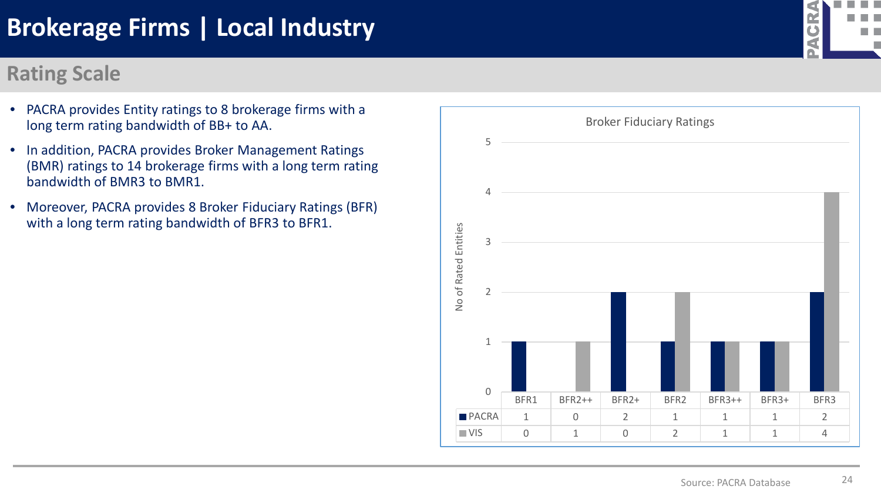# Brokerage Firms | Local Industry

## Rating Scale

- PACRA provides Entity ratings to 8 brokerage firms with a long term rating bandwidth of BB+ to AA.
- In addition, PACRA provides Broker Management Ratings (BMR) ratings to 14 brokerage firms with a long term rating bandwidth of BMR3 to BMR1.
- Moreover, PACRA provides 8 Broker Fiduciary Ratings (BFR) with a long term rating bandwidth of BFR3 to BFR1.

**Broker Fiduciary Ratings**

| No of Rated Entities | BFR1 | BFR2++ | BFR2+ | BFR2 | BFR3++ | BFR3+ | BFR3 |
|---|---|---|---|---|---|---|---|
| PACRA | 1 | 0 | 2 | 1 | 1 | 1 | 2 |
| VIS | 0 | 1 | 0 | 2 | 1 | 1 | 4 |

Source: PACRA Database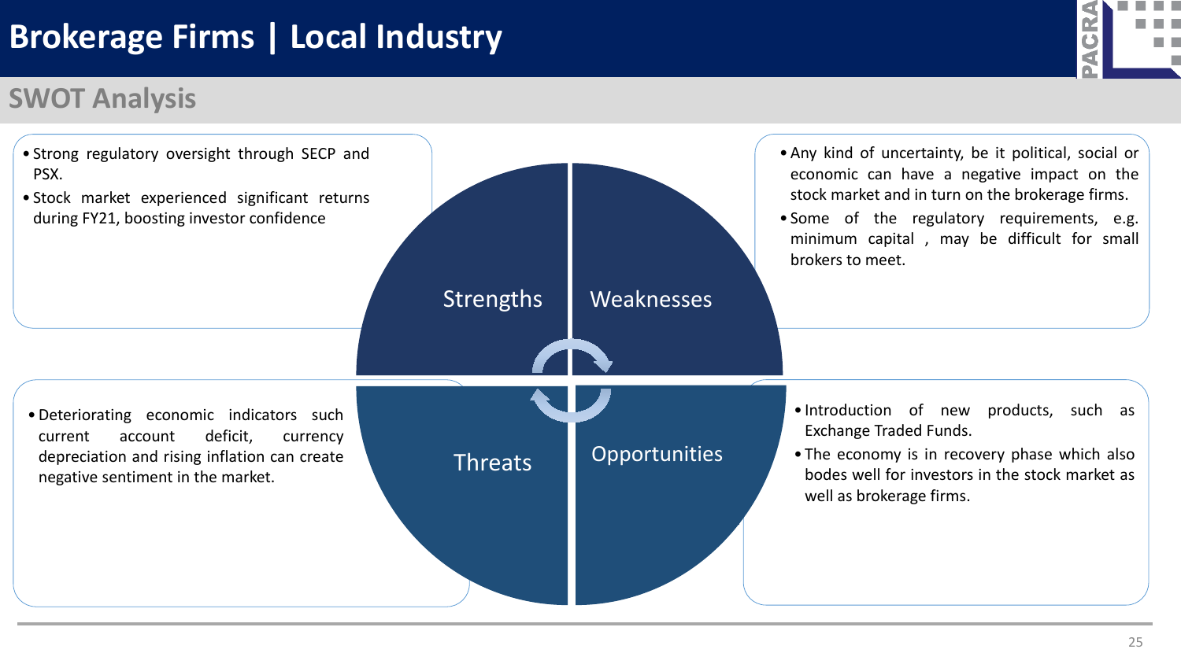# Brokerage Firms | Local Industry

## SWOT Analysis

### Strengths

- Strong regulatory oversight through SECP and PSX.
- Stock market experienced significant returns during FY21, boosting investor confidence

### Weaknesses

- Any kind of uncertainty, be it political, social or economic can have a negative impact on the stock market and in turn on the brokerage firms.
- Some of the regulatory requirements, e.g. minimum capital , may be difficult for small brokers to meet.

### Threats

- Deteriorating economic indicators such current account deficit, currency depreciation and rising inflation can create negative sentiment in the market.

### Opportunities

- Introduction of new products, such as Exchange Traded Funds.
- The economy is in recovery phase which also bodes well for investors in the stock market as well as brokerage firms.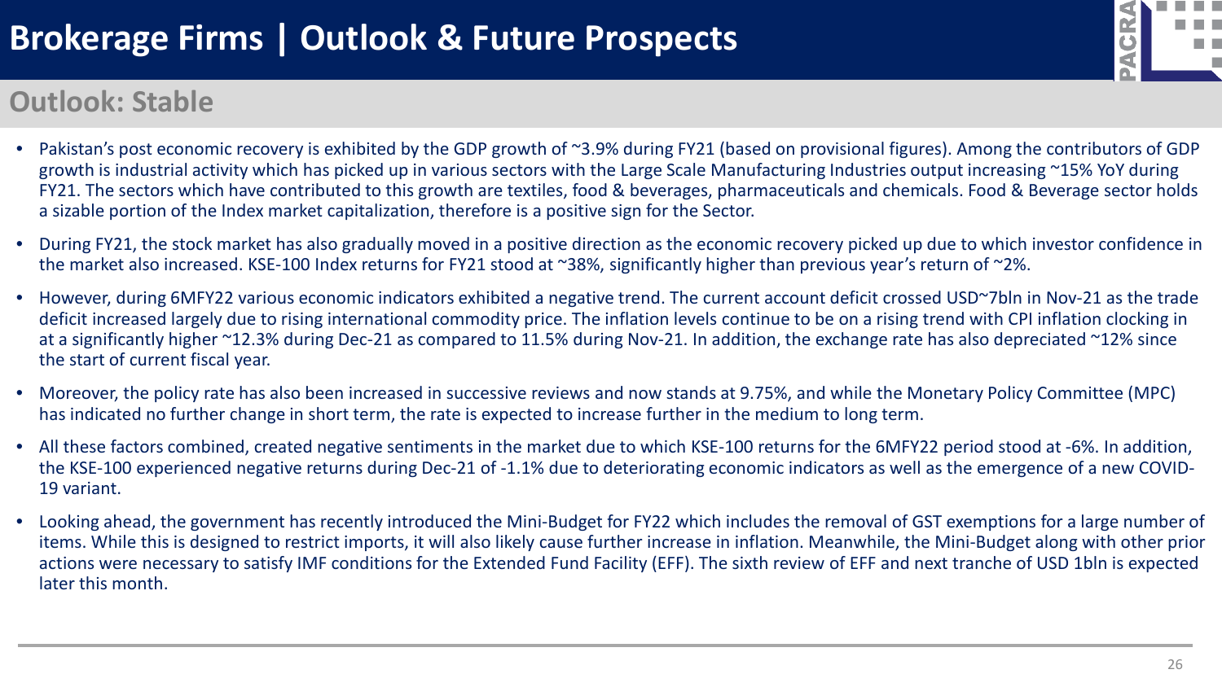# Brokerage Firms | Outlook & Future Prospects

## Outlook: Stable

- Pakistan's post economic recovery is exhibited by the GDP growth of ~3.9% during FY21 (based on provisional figures). Among the contributors of GDP growth is industrial activity which has picked up in various sectors with the Large Scale Manufacturing Industries output increasing ~15% YoY during FY21. The sectors which have contributed to this growth are textiles, food & beverages, pharmaceuticals and chemicals. Food & Beverage sector holds a sizable portion of the Index market capitalization, therefore is a positive sign for the Sector.
- During FY21, the stock market has also gradually moved in a positive direction as the economic recovery picked up due to which investor confidence in the market also increased. KSE-100 Index returns for FY21 stood at ~38%, significantly higher than previous year's return of ~2%.
- However, during 6MFY22 various economic indicators exhibited a negative trend. The current account deficit crossed USD~7bln in Nov-21 as the trade deficit increased largely due to rising international commodity price. The inflation levels continue to be on a rising trend with CPI inflation clocking in at a significantly higher ~12.3% during Dec-21 as compared to 11.5% during Nov-21. In addition, the exchange rate has also depreciated ~12% since the start of current fiscal year.
- Moreover, the policy rate has also been increased in successive reviews and now stands at 9.75%, and while the Monetary Policy Committee (MPC) has indicated no further change in short term, the rate is expected to increase further in the medium to long term.
- All these factors combined, created negative sentiments in the market due to which KSE-100 returns for the 6MFY22 period stood at -6%. In addition, the KSE-100 experienced negative returns during Dec-21 of -1.1% due to deteriorating economic indicators as well as the emergence of a new COVID-19 variant.
- Looking ahead, the government has recently introduced the Mini-Budget for FY22 which includes the removal of GST exemptions for a large number of items. While this is designed to restrict imports, it will also likely cause further increase in inflation. Meanwhile, the Mini-Budget along with other prior actions were necessary to satisfy IMF conditions for the Extended Fund Facility (EFF). The sixth review of EFF and next tranche of USD 1bln is expected later this month.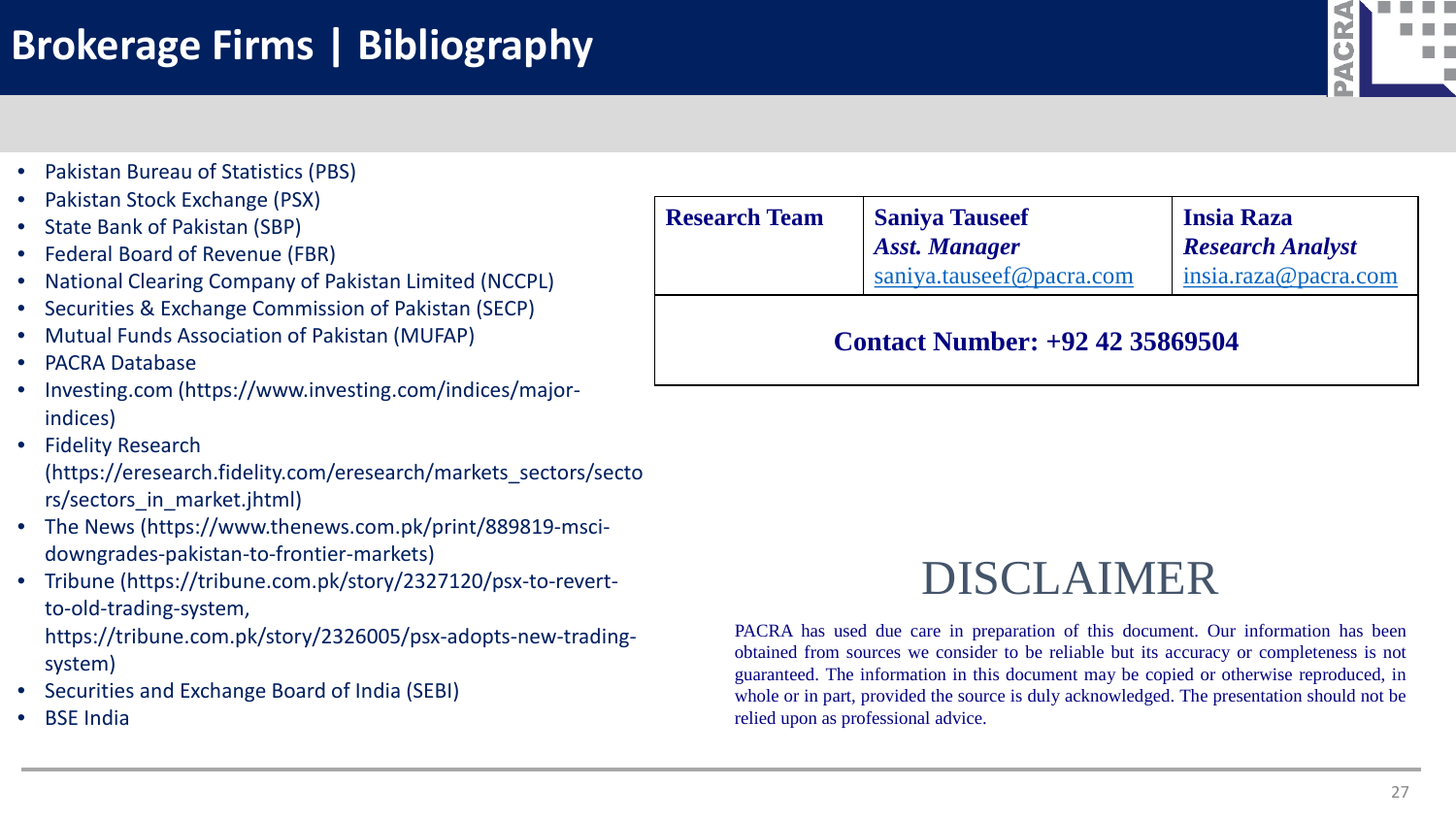# Brokerage Firms | Bibliography

- Pakistan Bureau of Statistics (PBS)
- Pakistan Stock Exchange (PSX)
- State Bank of Pakistan (SBP)
- Federal Board of Revenue (FBR)
- National Clearing Company of Pakistan Limited (NCCPL)
- Securities & Exchange Commission of Pakistan (SECP)
- Mutual Funds Association of Pakistan (MUFAP)
- PACRA Database
- Investing.com (https://www.investing.com/indices/major-indices)
- Fidelity Research (https://eresearch.fidelity.com/eresearch/markets_sectors/sectors/sectors_in_market.jhtml)
- The News (https://www.thenews.com.pk/print/889819-msci-downgrades-pakistan-to-frontier-markets)
- Tribune (https://tribune.com.pk/story/2327120/psx-to-revert-to-old-trading-system, https://tribune.com.pk/story/2326005/psx-adopts-new-trading-system)
- Securities and Exchange Board of India (SEBI)
- BSE India

| | | |
|---|---|---|
| **Research Team** | **Saniya Tauseef**<br>***Asst. Manager***<br>saniya.tauseef@pacra.com | **Insia Raza**<br>***Research Analyst***<br>insia.raza@pacra.com |
| **Contact Number: +92 42 35869504** | | |

## DISCLAIMER

PACRA has used due care in preparation of this document. Our information has been obtained from sources we consider to be reliable but its accuracy or completeness is not guaranteed. The information in this document may be copied or otherwise reproduced, in whole or in part, provided the source is duly acknowledged. The presentation should not be relied upon as professional advice.